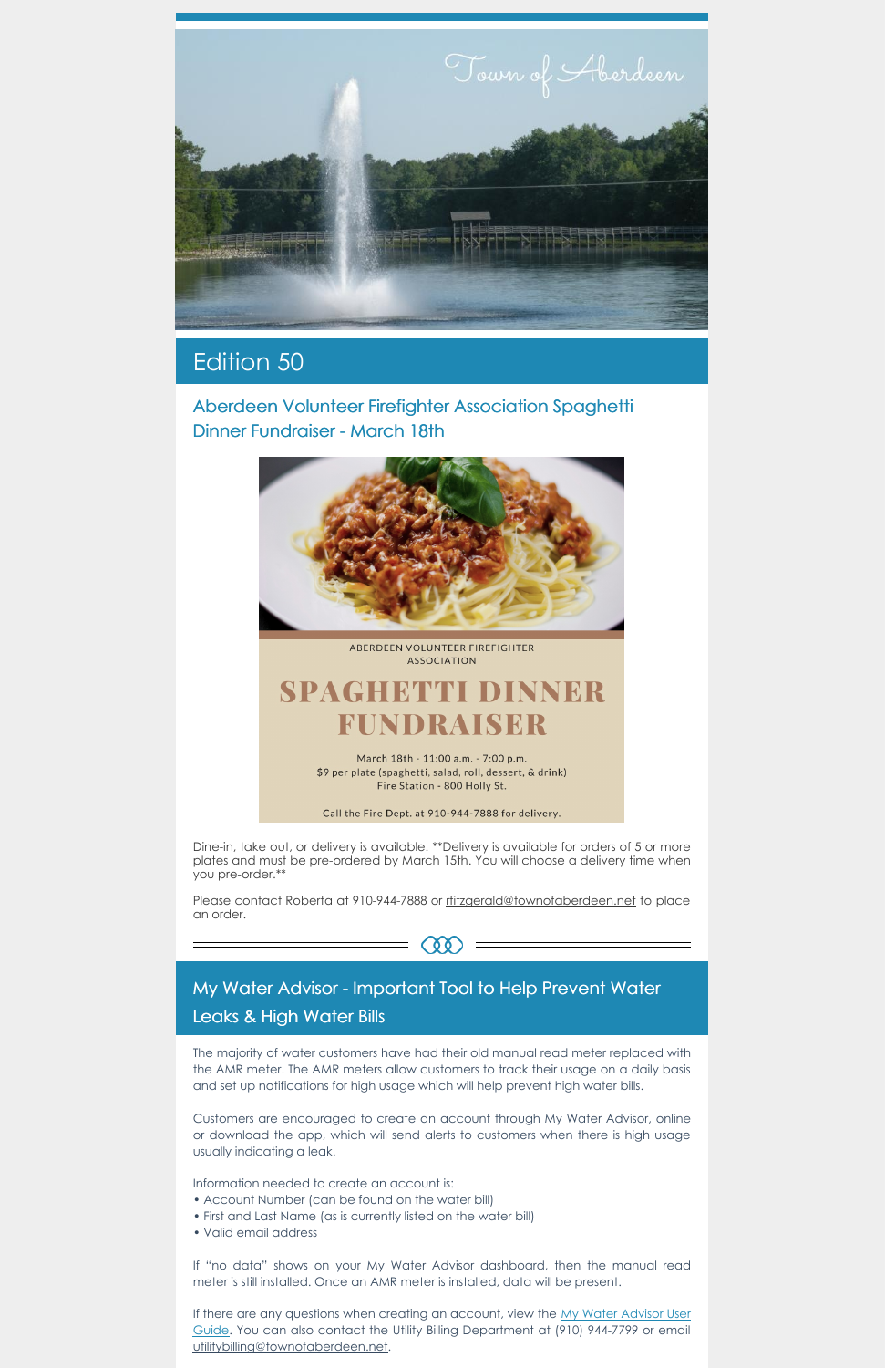Town of Aberdeen

# Edition 50

## Aberdeen Volunteer Firefighter Association Spaghetti Dinner Fundraiser - March 18th

ABERDEEN VOLUNTEER FIREFIGHTER ASSOCIATION

**SPAGHETTI DINNER FUNDRAISER**

March 18th - 11:00 a.m. - 7:00 p.m.
$9 per plate (spaghetti, salad, roll, dessert, & drink)
Fire Station - 800 Holly St.

Call the Fire Dept. at 910-944-7888 for delivery.

Dine-in, take out, or delivery is available. **Delivery is available for orders of 5 or more plates and must be pre-ordered by March 15th. You will choose a delivery time when you pre-order.**

Please contact Roberta at 910-944-7888 or rfitzgerald@townofaberdeen.net to place an order.

## My Water Advisor - Important Tool to Help Prevent Water Leaks & High Water Bills

The majority of water customers have had their old manual read meter replaced with the AMR meter. The AMR meters allow customers to track their usage on a daily basis and set up notifications for high usage which will help prevent high water bills.

Customers are encouraged to create an account through My Water Advisor, online or download the app, which will send alerts to customers when there is high usage usually indicating a leak.

Information needed to create an account is:

- Account Number (can be found on the water bill)
- First and Last Name (as is currently listed on the water bill)
- Valid email address

If "no data" shows on your My Water Advisor dashboard, then the manual read meter is still installed. Once an AMR meter is installed, data will be present.

If there are any questions when creating an account, view the My Water Advisor User Guide. You can also contact the Utility Billing Department at (910) 944-7799 or email utilitybilling@townofaberdeen.net.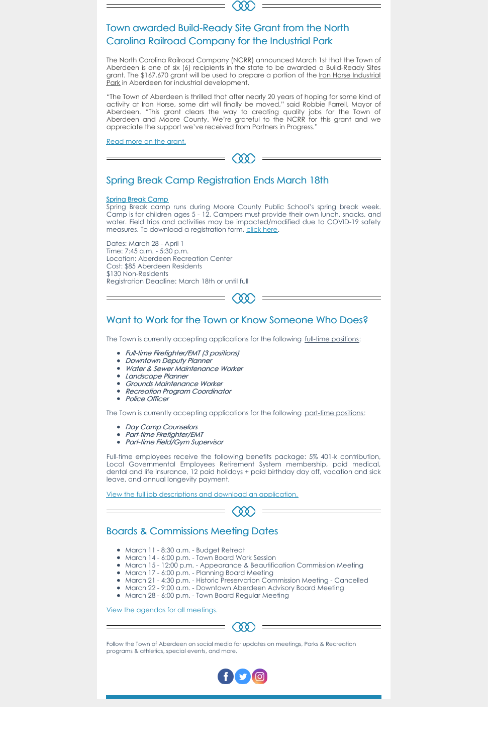## Town awarded Build-Ready Site Grant from the North Carolina Railroad Company for the Industrial Park

The North Carolina Railroad Company (NCRR) announced March 1st that the Town of Aberdeen is one of six (6) recipients in the state to be awarded a Build-Ready Sites grant. The $167,670 grant will be used to prepare a portion of the Iron Horse Industrial Park in Aberdeen for industrial development.

"The Town of Aberdeen is thrilled that after nearly 20 years of hoping for some kind of activity at Iron Horse, some dirt will finally be moved," said Robbie Farrell, Mayor of Aberdeen. "This grant clears the way to creating quality jobs for the Town of Aberdeen and Moore County. We're grateful to the NCRR for this grant and we appreciate the support we've received from Partners in Progress."

Read more on the grant.

## Spring Break Camp Registration Ends March 18th

Spring Break Camp
Spring Break camp runs during Moore County Public School's spring break week. Camp is for children ages 5 - 12. Campers must provide their own lunch, snacks, and water. Field trips and activities may be impacted/modified due to COVID-19 safety measures. To download a registration form, click here.

Dates: March 28 - April 1
Time: 7:45 a.m. - 5:30 p.m.
Location: Aberdeen Recreation Center
Cost: $85 Aberdeen Residents
$130 Non-Residents
Registration Deadline: March 18th or until full

## Want to Work for the Town or Know Someone Who Does?

The Town is currently accepting applications for the following full-time positions:

- *Full-time Firefighter/EMT (3 positions)*
- *Downtown Deputy Planner*
- *Water & Sewer Maintenance Worker*
- *Landscape Planner*
- *Grounds Maintenance Worker*
- *Recreation Program Coordinator*
- *Police Officer*

The Town is currently accepting applications for the following part-time positions:

- *Day Camp Counselors*
- *Part-time Firefighter/EMT*
- *Part-time Field/Gym Supervisor*

Full-time employees receive the following benefits package: 5% 401-k contribution, Local Governmental Employees Retirement System membership, paid medical, dental and life insurance, 12 paid holidays + paid birthday day off, vacation and sick leave, and annual longevity payment.

View the full job descriptions and download an application.

## Boards & Commissions Meeting Dates

- March 11 - 8:30 a.m. - Budget Retreat
- March 14 - 6:00 p.m. - Town Board Work Session
- March 15 - 12:00 p.m. - Appearance & Beautification Commission Meeting
- March 17 - 6:00 p.m. - Planning Board Meeting
- March 21 - 4:30 p.m. - Historic Preservation Commission Meeting - Cancelled
- March 22 - 9:00 a.m. - Downtown Aberdeen Advisory Board Meeting
- March 28 - 6:00 p.m. - Town Board Regular Meeting

View the agendas for all meetings.

Follow the Town of Aberdeen on social media for updates on meetings, Parks & Recreation programs & athletics, special events, and more.